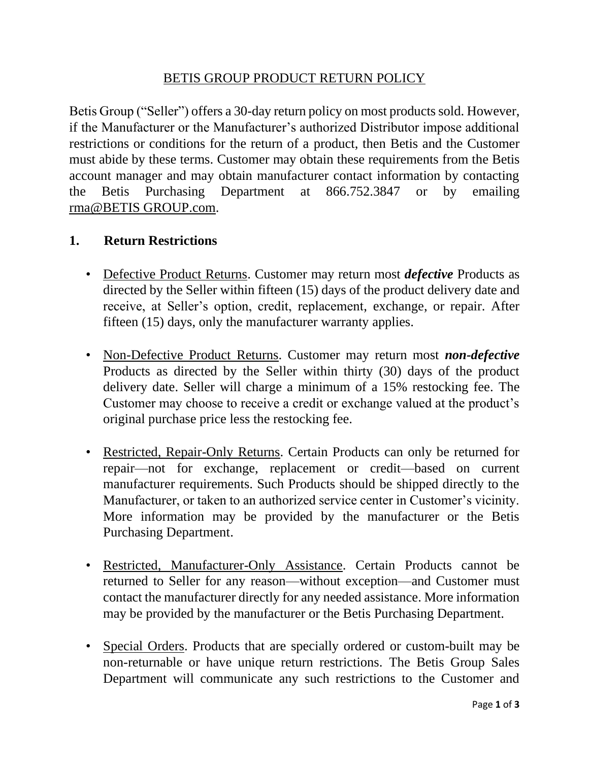# BETIS GROUP PRODUCT RETURN POLICY

Betis Group ("Seller") offers a 30-day return policy on most products sold. However, if the Manufacturer or the Manufacturer's authorized Distributor impose additional restrictions or conditions for the return of a product, then Betis and the Customer must abide by these terms. Customer may obtain these requirements from the Betis account manager and may obtain manufacturer contact information by contacting the Betis Purchasing Department at 866.752.3847 or by emailing rma@BETIS GROUP.com.

## 1. Return Restrictions

- Defective Product Returns. Customer may return most ***defective*** Products as directed by the Seller within fifteen (15) days of the product delivery date and receive, at Seller's option, credit, replacement, exchange, or repair. After fifteen (15) days, only the manufacturer warranty applies.

- Non-Defective Product Returns. Customer may return most ***non-defective*** Products as directed by the Seller within thirty (30) days of the product delivery date. Seller will charge a minimum of a 15% restocking fee. The Customer may choose to receive a credit or exchange valued at the product's original purchase price less the restocking fee.

- Restricted, Repair-Only Returns. Certain Products can only be returned for repair—not for exchange, replacement or credit—based on current manufacturer requirements. Such Products should be shipped directly to the Manufacturer, or taken to an authorized service center in Customer's vicinity. More information may be provided by the manufacturer or the Betis Purchasing Department.

- Restricted, Manufacturer-Only Assistance. Certain Products cannot be returned to Seller for any reason—without exception—and Customer must contact the manufacturer directly for any needed assistance. More information may be provided by the manufacturer or the Betis Purchasing Department.

- Special Orders. Products that are specially ordered or custom-built may be non-returnable or have unique return restrictions. The Betis Group Sales Department will communicate any such restrictions to the Customer and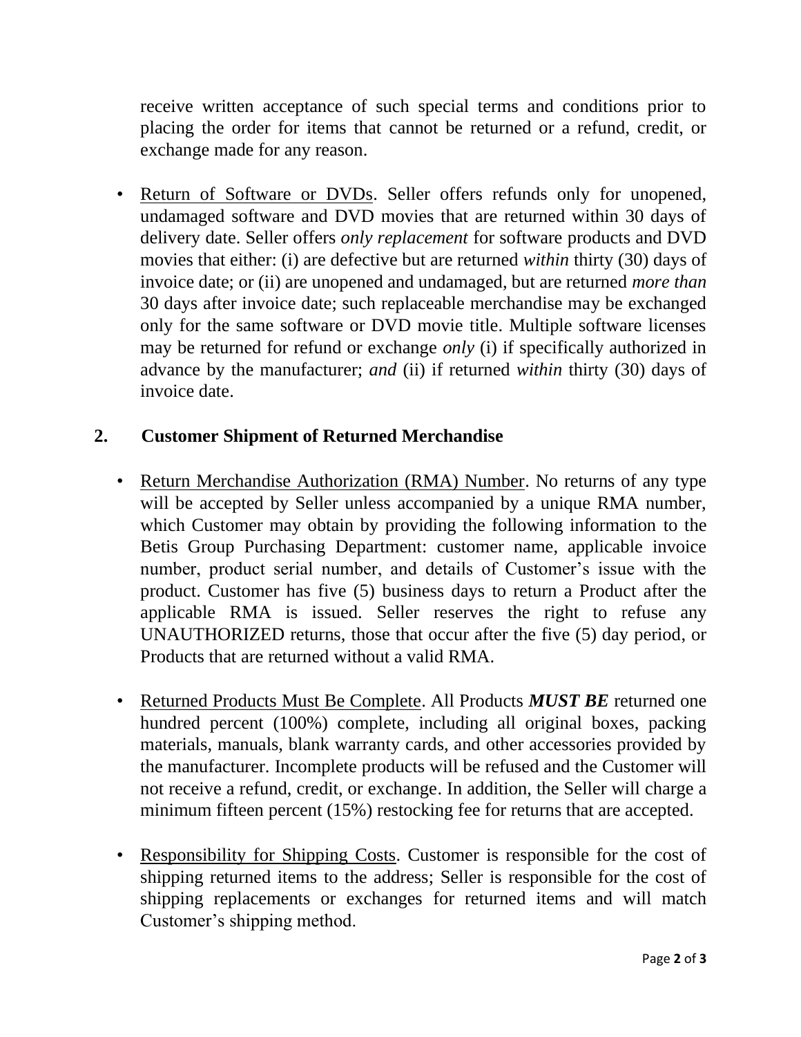receive written acceptance of such special terms and conditions prior to placing the order for items that cannot be returned or a refund, credit, or exchange made for any reason.

- <u>Return of Software or DVDs</u>. Seller offers refunds only for unopened, undamaged software and DVD movies that are returned within 30 days of delivery date. Seller offers *only replacement* for software products and DVD movies that either: (i) are defective but are returned *within* thirty (30) days of invoice date; or (ii) are unopened and undamaged, but are returned *more than* 30 days after invoice date; such replaceable merchandise may be exchanged only for the same software or DVD movie title. Multiple software licenses may be returned for refund or exchange *only* (i) if specifically authorized in advance by the manufacturer; *and* (ii) if returned *within* thirty (30) days of invoice date.

## 2. Customer Shipment of Returned Merchandise

- <u>Return Merchandise Authorization (RMA) Number</u>. No returns of any type will be accepted by Seller unless accompanied by a unique RMA number, which Customer may obtain by providing the following information to the Betis Group Purchasing Department: customer name, applicable invoice number, product serial number, and details of Customer's issue with the product. Customer has five (5) business days to return a Product after the applicable RMA is issued. Seller reserves the right to refuse any UNAUTHORIZED returns, those that occur after the five (5) day period, or Products that are returned without a valid RMA.

- <u>Returned Products Must Be Complete</u>. All Products ***MUST BE*** returned one hundred percent (100%) complete, including all original boxes, packing materials, manuals, blank warranty cards, and other accessories provided by the manufacturer. Incomplete products will be refused and the Customer will not receive a refund, credit, or exchange. In addition, the Seller will charge a minimum fifteen percent (15%) restocking fee for returns that are accepted.

- <u>Responsibility for Shipping Costs</u>. Customer is responsible for the cost of shipping returned items to the address; Seller is responsible for the cost of shipping replacements or exchanges for returned items and will match Customer's shipping method.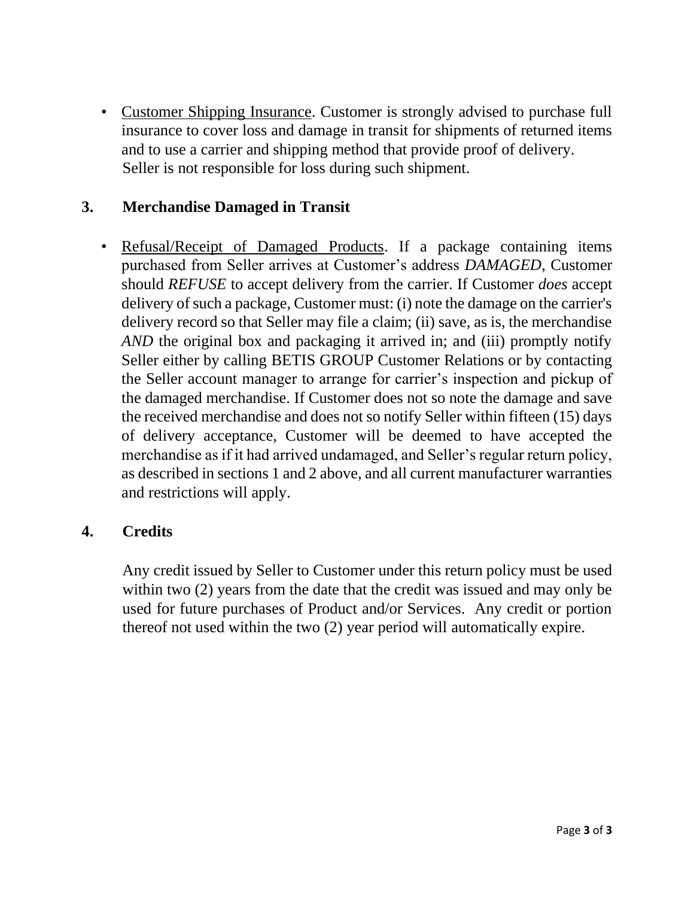- <u>Customer Shipping Insurance</u>. Customer is strongly advised to purchase full insurance to cover loss and damage in transit for shipments of returned items and to use a carrier and shipping method that provide proof of delivery. Seller is not responsible for loss during such shipment.

## 3. Merchandise Damaged in Transit

- <u>Refusal/Receipt of Damaged Products</u>. If a package containing items purchased from Seller arrives at Customer's address *DAMAGED*, Customer should *REFUSE* to accept delivery from the carrier. If Customer *does* accept delivery of such a package, Customer must: (i) note the damage on the carrier's delivery record so that Seller may file a claim; (ii) save, as is, the merchandise *AND* the original box and packaging it arrived in; and (iii) promptly notify Seller either by calling BETIS GROUP Customer Relations or by contacting the Seller account manager to arrange for carrier's inspection and pickup of the damaged merchandise. If Customer does not so note the damage and save the received merchandise and does not so notify Seller within fifteen (15) days of delivery acceptance, Customer will be deemed to have accepted the merchandise as if it had arrived undamaged, and Seller's regular return policy, as described in sections 1 and 2 above, and all current manufacturer warranties and restrictions will apply.

## 4. Credits

Any credit issued by Seller to Customer under this return policy must be used within two (2) years from the date that the credit was issued and may only be used for future purchases of Product and/or Services. Any credit or portion thereof not used within the two (2) year period will automatically expire.